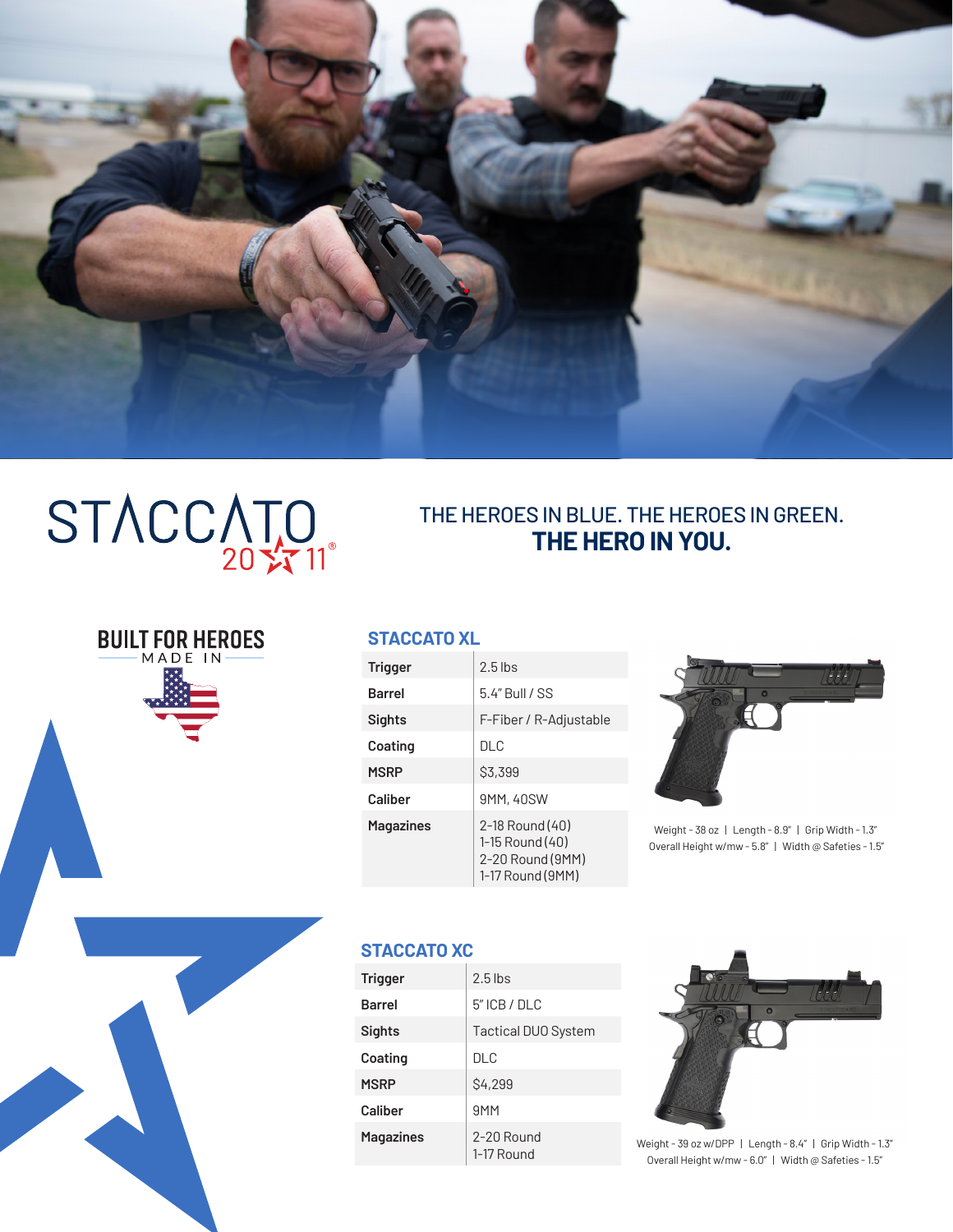# STACCATO 2011®

## THE HEROES IN BLUE. THE HEROES IN GREEN.
## **THE HERO IN YOU.**

**BUILT FOR HEROES**
MADE IN

### STACCATO XL

| | |
|---|---|
| **Trigger** | 2.5 lbs |
| **Barrel** | 5.4" Bull / SS |
| **Sights** | F-Fiber / R-Adjustable |
| **Coating** | DLC |
| **MSRP** | $3,399 |
| **Caliber** | 9MM, 40SW |
| **Magazines** | 2-18 Round (40)<br>1-15 Round (40)<br>2-20 Round (9MM)<br>1-17 Round (9MM) |

Weight - 38 oz | Length - 8.9" | Grip Width - 1.3"
Overall Height w/mw - 5.8" | Width @ Safeties - 1.5"

### STACCATO XC

| | |
|---|---|
| **Trigger** | 2.5 lbs |
| **Barrel** | 5" ICB / DLC |
| **Sights** | Tactical DUO System |
| **Coating** | DLC |
| **MSRP** | $4,299 |
| **Caliber** | 9MM |
| **Magazines** | 2-20 Round<br>1-17 Round |

Weight - 39 oz w/DPP | Length - 8.4" | Grip Width - 1.3"
Overall Height w/mw - 6.0" | Width @ Safeties - 1.5"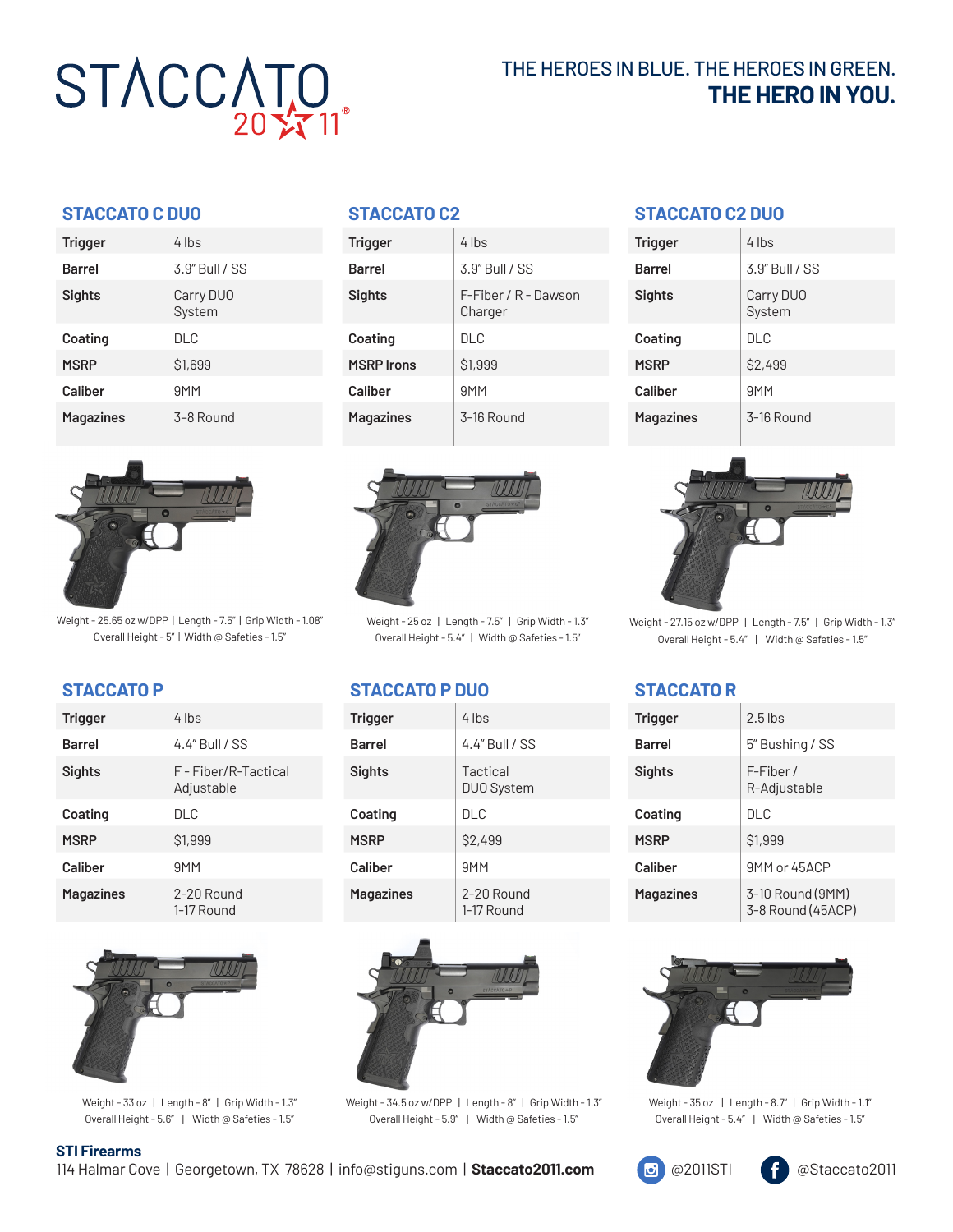# STACCATO 2011

**THE HEROES IN BLUE. THE HEROES IN GREEN.**
**THE HERO IN YOU.**

## STACCATO C DUO

| | |
|---|---|
| **Trigger** | 4 lbs |
| **Barrel** | 3.9" Bull / SS |
| **Sights** | Carry DUO System |
| **Coating** | DLC |
| **MSRP** | $1,699 |
| **Caliber** | 9MM |
| **Magazines** | 3-8 Round |

Weight - 25.65 oz w/DPP | Length - 7.5" | Grip Width - 1.08"
Overall Height - 5" | Width @ Safeties - 1.5"

## STACCATO C2

| | |
|---|---|
| **Trigger** | 4 lbs |
| **Barrel** | 3.9" Bull / SS |
| **Sights** | F-Fiber / R - Dawson Charger |
| **Coating** | DLC |
| **MSRP Irons** | $1,999 |
| **Caliber** | 9MM |
| **Magazines** | 3-16 Round |

Weight - 25 oz | Length - 7.5" | Grip Width - 1.3"
Overall Height - 5.4" | Width @ Safeties - 1.5"

## STACCATO C2 DUO

| | |
|---|---|
| **Trigger** | 4 lbs |
| **Barrel** | 3.9" Bull / SS |
| **Sights** | Carry DUO System |
| **Coating** | DLC |
| **MSRP** | $2,499 |
| **Caliber** | 9MM |
| **Magazines** | 3-16 Round |

Weight - 27.15 oz w/DPP | Length - 7.5" | Grip Width - 1.3"
Overall Height - 5.4" | Width @ Safeties - 1.5"

## STACCATO P

| | |
|---|---|
| **Trigger** | 4 lbs |
| **Barrel** | 4.4" Bull / SS |
| **Sights** | F - Fiber/R-Tactical Adjustable |
| **Coating** | DLC |
| **MSRP** | $1,999 |
| **Caliber** | 9MM |
| **Magazines** | 2-20 Round<br>1-17 Round |

Weight - 33 oz | Length - 8" | Grip Width - 1.3"
Overall Height - 5.6" | Width @ Safeties - 1.5"

## STACCATO P DUO

| | |
|---|---|
| **Trigger** | 4 lbs |
| **Barrel** | 4.4" Bull / SS |
| **Sights** | Tactical DUO System |
| **Coating** | DLC |
| **MSRP** | $2,499 |
| **Caliber** | 9MM |
| **Magazines** | 2-20 Round<br>1-17 Round |

Weight - 34.5 oz w/DPP | Length - 8" | Grip Width - 1.3"
Overall Height - 5.9" | Width @ Safeties - 1.5"

## STACCATO R

| | |
|---|---|
| **Trigger** | 2.5 lbs |
| **Barrel** | 5" Bushing / SS |
| **Sights** | F-Fiber / R-Adjustable |
| **Coating** | DLC |
| **MSRP** | $1,999 |
| **Caliber** | 9MM or 45ACP |
| **Magazines** | 3-10 Round (9MM)<br>3-8 Round (45ACP) |

Weight - 35 oz | Length - 8.7" | Grip Width - 1.1"
Overall Height - 5.4" | Width @ Safeties - 1.5"

**STI Firearms**
114 Halmar Cove | Georgetown, TX 78628 | info@stiguns.com | **Staccato2011.com**

@2011STI | @Staccato2011